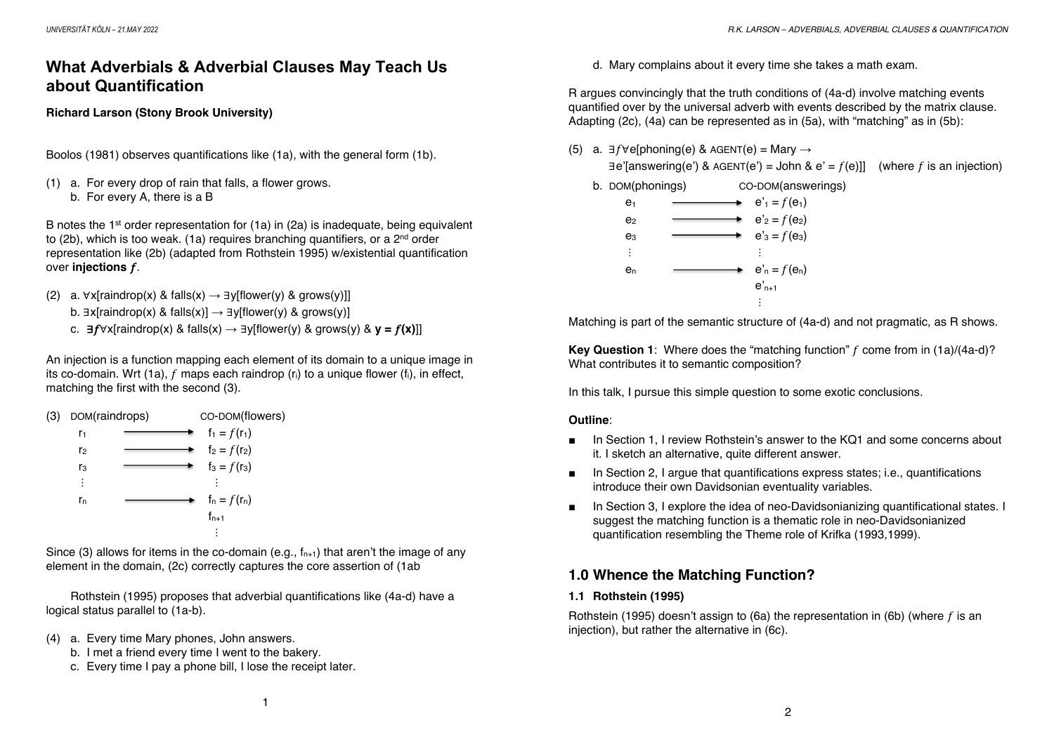# What Adverbials & Adverbial Clauses May Teach Us about Quantification

**Richard Larson (Stony Brook University)**

Boolos (1981) observes quantifications like (1a), with the general form (1b).

(1) a. For every drop of rain that falls, a flower grows.
 b. For every A, there is a B

B notes the 1st order representation for (1a) in (2a) is inadequate, being equivalent to (2b), which is too weak. (1a) requires branching quantifiers, or a 2nd order representation like (2b) (adapted from Rothstein 1995) w/existential quantification over **injections** $f$.

(2) a. $\forall x[\text{raindrop}(x) \;\&\; \text{falls}(x) \rightarrow \exists y[\text{flower}(y) \;\&\; \text{grows}(y)]]$
 b. $\exists x[\text{raindrop}(x) \;\&\; \text{falls}(x)] \rightarrow \exists y[\text{flower}(y) \;\&\; \text{grows}(y)]$
 c. $\boldsymbol{\exists f}\forall x[\text{raindrop}(x) \;\&\; \text{falls}(x) \rightarrow \exists y[\text{flower}(y) \;\&\; \text{grows}(y) \;\&\; \mathbf{y = f(x)}]]$

An injection is a function mapping each element of its domain to a unique image in its co-domain. Wrt (1a), $f$ maps each raindrop ($r_i$) to a unique flower ($f_i$), in effect, matching the first with the second (3).

(3) DOM(raindrops) → CO-DOM(flowers)

$r_1 \longrightarrow f_1 = f(r_1)$
$r_2 \longrightarrow f_2 = f(r_2)$
$r_3 \longrightarrow f_3 = f(r_3)$
$\vdots \qquad\qquad \vdots$
$r_n \longrightarrow f_n = f(r_n)$
$\qquad\quad f_{n+1}$
$\qquad\quad \vdots$

Since (3) allows for items in the co-domain (e.g., $f_{n+1}$) that aren't the image of any element in the domain, (2c) correctly captures the core assertion of (1ab

Rothstein (1995) proposes that adverbial quantifications like (4a-d) have a logical status parallel to (1a-b).

(4) a. Every time Mary phones, John answers.
 b. I met a friend every time I went to the bakery.
 c. Every time I pay a phone bill, I lose the receipt later.
 d. Mary complains about it every time she takes a math exam.

R argues convincingly that the truth conditions of (4a-d) involve matching events quantified over by the universal adverb with events described by the matrix clause. Adapting (2c), (4a) can be represented as in (5a), with "matching" as in (5b):

(5) a. $\exists f\forall e[\text{phoning}(e) \;\&\; \text{AGENT}(e) = \text{Mary} \rightarrow$
 $\exists e'[\text{answering}(e') \;\&\; \text{AGENT}(e') = \text{John} \;\&\; e' = f(e)]]$ (where $f$ is an injection)
 b. DOM(phonings) → CO-DOM(answerings)

$e_1 \longrightarrow e'_1 = f(e_1)$
$e_2 \longrightarrow e'_2 = f(e_2)$
$e_3 \longrightarrow e'_3 = f(e_3)$
$\vdots \qquad\qquad \vdots$
$e_n \longrightarrow e'_n = f(e_n)$
$\qquad\quad e'_{n+1}$
$\qquad\quad \vdots$

Matching is part of the semantic structure of (4a-d) and not pragmatic, as R shows.

**Key Question 1**: Where does the "matching function" $f$ come from in (1a)/(4a-d)? What contributes it to semantic composition?

In this talk, I pursue this simple question to some exotic conclusions.

**Outline**:

- In Section 1, I review Rothstein's answer to the KQ1 and some concerns about it. I sketch an alternative, quite different answer.
- In Section 2, I argue that quantifications express states; i.e., quantifications introduce their own Davidsonian eventuality variables.
- In Section 3, I explore the idea of neo-Davidsonianizing quantificational states. I suggest the matching function is a thematic role in neo-Davidsonianized quantification resembling the Theme role of Krifka (1993,1999).

## 1.0 Whence the Matching Function?

### 1.1 Rothstein (1995)

Rothstein (1995) doesn't assign to (6a) the representation in (6b) (where $f$ is an injection), but rather the alternative in (6c).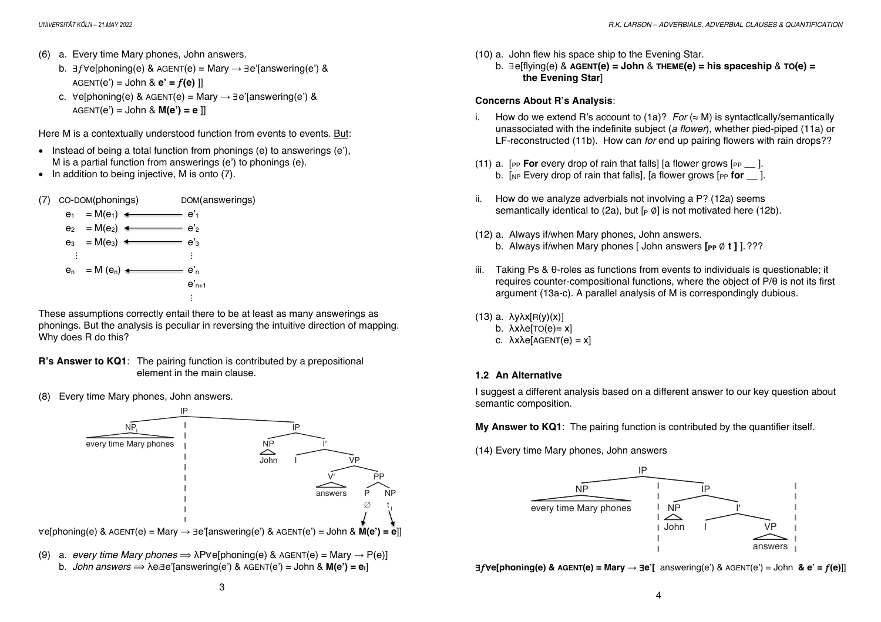(6) a. Every time Mary phones, John answers.

b. $\exists f \forall e$[phoning(e) & AGENT(e) = Mary $\rightarrow$ $\exists e'$[answering(e') & AGENT(e') = John & **e' = *f*(e)** ]]

c. $\forall e$[phoning(e) & AGENT(e) = Mary $\rightarrow$ $\exists e'$[answering(e') & AGENT(e') = John & **M(e') = e** ]]

Here M is a contextually understood function from events to events. <u>But</u>:

- Instead of being a total function from phonings (e) to answerings (e'), M is a partial function from answerings (e') to phonings (e).
- In addition to being injective, M is onto (7).

(7) CO-DOM(phonings) DOM(answerings)

$e_1 = M(e_1) \longleftarrow e'_1$

$e_2 = M(e_2) \longleftarrow e'_2$

$e_3 = M(e_3) \longleftarrow e'_3$

$\vdots \qquad \vdots$

$e_n = M(e_n) \longleftarrow e'_n$

$e'_{n+1}$

$\vdots$

These assumptions correctly entail there to be at least as many answerings as phonings. But the analysis is peculiar in reversing the intuitive direction of mapping. Why does R do this?

**R's Answer to KQ1**: The pairing function is contributed by a prepositional element in the main clause.

(8) Every time Mary phones, John answers.

[IP [NP$_i$ every time Mary phones] [IP [NP John] [I' I [VP [V' answers] [PP [P ∅] [NP $t_i$]]]]]]

$\forall e$[phoning(e) & AGENT(e) = Mary $\rightarrow$ $\exists e'$[answering(e') & AGENT(e') = John & **M(e') = e**]]

(9) a. *every time Mary phones* $\Longrightarrow$ $\lambda P \forall e$[phoning(e) & AGENT(e) = Mary $\rightarrow$ P(e)]

b. *John answers* $\Longrightarrow$ $\lambda e_i \exists e'$[answering(e') & AGENT(e') = John & **M(e') = e$_i$**]

(10) a. John flew his space ship to the Evening Star.

b. $\exists e$[flying(e) & **AGENT(e) = John** & **THEME(e) = his spaceship** & **TO(e) = the Evening Star**]

**Concerns About R's Analysis**:

i. How do we extend R's account to (1a)? *For* (≈ M) is syntactlcally/semantically unassociated with the indefinite subject (*a flower*), whether pied-piped (11a) or LF-reconstructed (11b). How can *for* end up pairing flowers with rain drops??

(11) a. [PP **For** every drop of rain that falls] [a flower grows [PP __ ].

b. [NP Every drop of rain that falls], [a flower grows [PP **for** __ ].

ii. How do we analyze adverbials not involving a P? (12a) seems semantically identical to (2a), but [P ∅] is not motivated here (12b).

(12) a. Always if/when Mary phones, John answers.

b. Always if/when Mary phones [ John answers **[PP ∅ t ]** ]. ???

iii. Taking Ps & θ-roles as functions from events to individuals is questionable; it requires counter-compositional functions, where the object of P/θ is not its first argument (13a-c). A parallel analysis of M is correspondingly dubious.

(13) a. $\lambda y \lambda x$[R(y)(x)]

b. $\lambda x \lambda e$[TO(e)= x]

c. $\lambda x \lambda e$[AGENT(e) = x]

### 1.2 An Alternative

I suggest a different analysis based on a different answer to our key question about semantic composition.

**My Answer to KQ1**: The pairing function is contributed by the quantifier itself.

(14) Every time Mary phones, John answers

[IP [NP every time Mary phones] [IP [NP John] [I' I [VP answers]]]]

$\exists f \forall e$**[phoning(e) & AGENT(e) = Mary $\rightarrow$ $\exists e'$[** answering(e') & AGENT(e') = John **& e' = *f*(e)**]]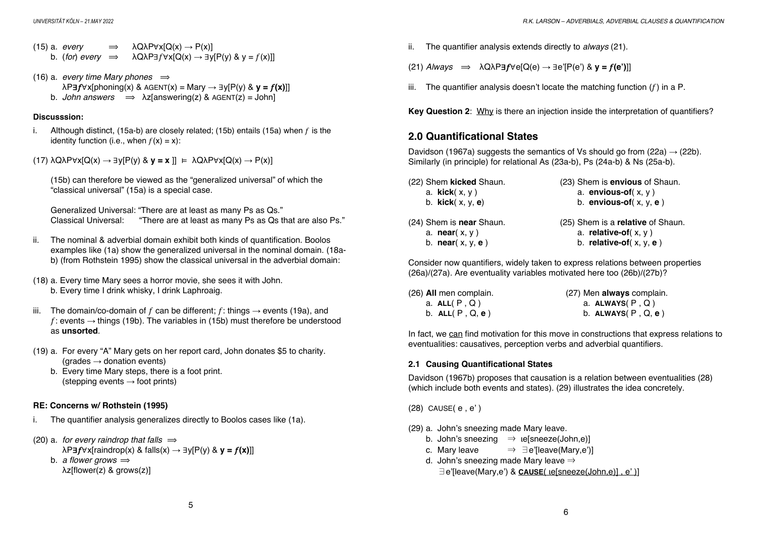(15) a. *every* $\Longrightarrow$ $\lambda Q \lambda P \forall x[Q(x) \rightarrow P(x)]$

b. (*for*) *every* $\Longrightarrow$ $\lambda Q \lambda P \exists f \forall x[Q(x) \rightarrow \exists y[P(y) \;\&\; y = f(x)]]$

(16) a. *every time Mary phones* $\Longrightarrow$

$\lambda P \exists \boldsymbol{f} \forall x[\text{phoning}(x) \;\&\; \text{AGENT}(x) = \text{Mary} \rightarrow \exists y[P(y) \;\&\; \mathbf{y = f(x)}]]$

b. *John answers* $\Longrightarrow$ $\lambda z[\text{answering}(z) \;\&\; \text{AGENT}(z) = \text{John}]$

**Discusssion:**

i. Although distinct, (15a-b) are closely related; (15b) entails (15a) when $f$ is the identity function (i.e., when $f(x) = x$):

(17) $\lambda Q \lambda P \forall x[Q(x) \rightarrow \exists y[P(y) \;\&\; \mathbf{y = x}\,]] \;\vDash\; \lambda Q \lambda P \forall x[Q(x) \rightarrow P(x)]$

(15b) can therefore be viewed as the "generalized universal" of which the "classical universal" (15a) is a special case.

Generalized Universal: "There are at least as many Ps as Qs."
Classical Universal: "There are at least as many Ps as Qs that are also Ps."

ii. The nominal & adverbial domain exhibit both kinds of quantification. Boolos examples like (1a) show the generalized universal in the nominal domain. (18a-b) (from Rothstein 1995) show the classical universal in the adverbial domain:

(18) a. Every time Mary sees a horror movie, she sees it with John.

b. Every time I drink whisky, I drink Laphroaig.

iii. The domain/co-domain of $f$ can be different; $f$: things → events (19a), and $f$: events → things (19b). The variables in (15b) must therefore be understood as **unsorted**.

(19) a. For every "A" Mary gets on her report card, John donates $5 to charity. (grades → donation events)

b. Every time Mary steps, there is a foot print. (stepping events → foot prints)

**RE: Concerns w/ Rothstein (1995)**

i. The quantifier analysis generalizes directly to Boolos cases like (1a).

(20) a. *for every raindrop that falls* $\Longrightarrow$

$\lambda P \exists \boldsymbol{f} \forall x[\text{raindrop}(x) \;\&\; \text{falls}(x) \rightarrow \exists y[P(y) \;\&\; \mathbf{y = f(x)}]]$

b. *a flower grows* $\Longrightarrow$

$\lambda z[\text{flower}(z) \;\&\; \text{grows}(z)]$

ii. The quantifier analysis extends directly to *always* (21).

(21) *Always* $\Longrightarrow$ $\lambda Q \lambda P \exists \boldsymbol{f} \forall e[Q(e) \rightarrow \exists e'[P(e') \;\&\; \mathbf{y = f(e')}]]$

iii. The quantifier analysis doesn't locate the matching function ($f$) in a P.

**Key Question 2**: Why is there an injection inside the interpretation of quantifiers?

## 2.0 Quantificational States

Davidson (1967a) suggests the semantics of Vs should go from (22a) → (22b). Similarly (in principle) for relational As (23a-b), Ps (24a-b) & Ns (25a-b).

(22) Shem **kicked** Shaun.
a. **kick**( x, y )
b. **kick**( x, y, **e**)

(23) Shem is **envious** of Shaun.
a. **envious-of**( x, y )
b. **envious-of**( x, y, **e** )

(24) Shem is **near** Shaun.
a. **near**( x, y )
b. **near**( x, y, **e** )

(25) Shem is a **relative** of Shaun.
a. **relative-of**( x, y )
b. **relative-of**( x, y, **e** )

Consider now quantifiers, widely taken to express relations between properties (26a)/(27a). Are eventuality variables motivated here too (26b)/(27b)?

(26) **All** men complain.
a. **ALL**( P , Q )
b. **ALL**( P , Q, **e** )

(27) Men **always** complain.
a. **ALWAYS**( P , Q )
b. **ALWAYS**( P , Q, **e** )

In fact, we can find motivation for this move in constructions that express relations to eventualities: causatives, perception verbs and adverbial quantifiers.

### 2.1 Causing Quantificational States

Davidson (1967b) proposes that causation is a relation between eventualities (28) (which include both events and states). (29) illustrates the idea concretely.

(28) CAUSE( e , e' )

(29) a. John's sneezing made Mary leave.

b. John's sneezing $\Rightarrow$ $\iota e[\text{sneeze}(\text{John},e)]$

c. Mary leave $\Rightarrow$ $\exists e'[\text{leave}(\text{Mary},e')]$

d. John's sneezing made Mary leave $\Rightarrow$

$\exists e'[\text{leave}(\text{Mary},e') \;\&\; \underline{\textbf{CAUSE}(\,\iota e[\text{sneeze}(\text{John},e)]\,,\, e'\,)}]$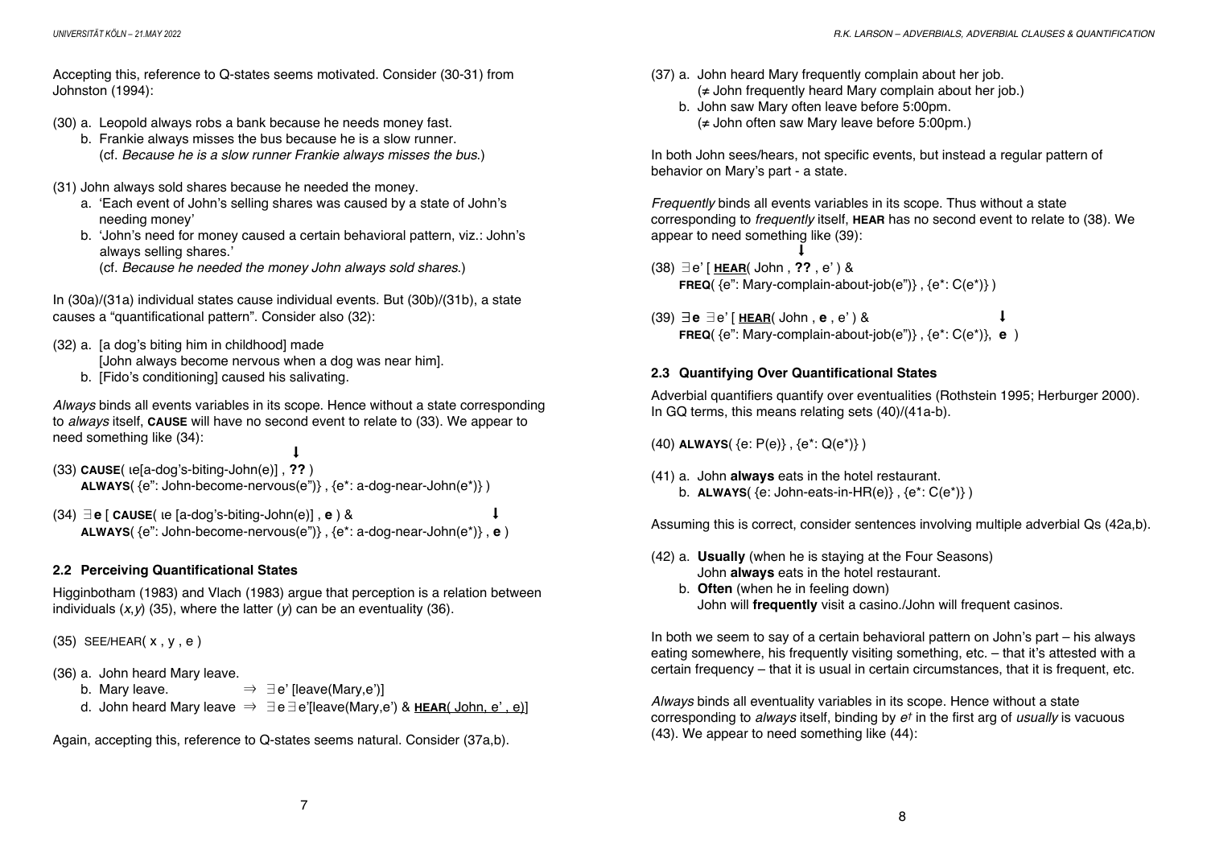Accepting this, reference to Q-states seems motivated. Consider (30-31) from Johnston (1994):

(30) a. Leopold always robs a bank because he needs money fast.
 b. Frankie always misses the bus because he is a slow runner.
 (cf. *Because he is a slow runner Frankie always misses the bus.*)

(31) John always sold shares because he needed the money.
 a. 'Each event of John's selling shares was caused by a state of John's needing money'
 b. 'John's need for money caused a certain behavioral pattern, viz.: John's always selling shares.'
 (cf. *Because he needed the money John always sold shares.*)

In (30a)/(31a) individual states cause individual events. But (30b)/(31b), a state causes a "quantificational pattern". Consider also (32):

(32) a. [a dog's biting him in childhood] made
 [John always become nervous when a dog was near him].
 b. [Fido's conditioning] caused his salivating.

*Always* binds all events variables in its scope. Hence without a state corresponding to *always* itself, **CAUSE** will have no second event to relate to (33). We appear to need something like (34):

(33) **CAUSE**( ιe[a-dog's-biting-John(e)] , **??** )
 **ALWAYS**( {e": John-become-nervous(e")} , {e*: a-dog-near-John(e*)} )

(34) ∃**e** [ **CAUSE**( ιe [a-dog's-biting-John(e)] , **e** ) &
 **ALWAYS**( {e": John-become-nervous(e")} , {e*: a-dog-near-John(e*)} , **e** )

### 2.2 Perceiving Quantificational States

Higginbotham (1983) and Vlach (1983) argue that perception is a relation between individuals (*x*,*y*) (35), where the latter (*y*) can be an eventuality (36).

(35) SEE/HEAR( x , y , e )

(36) a. John heard Mary leave.
 b. Mary leave. ⇒ ∃e' [leave(Mary,e')]
 d. John heard Mary leave ⇒ ∃e∃e'[leave(Mary,e') & **HEAR**( John, e' , e)]

Again, accepting this, reference to Q-states seems natural. Consider (37a,b).

(37) a. John heard Mary frequently complain about her job.
 (≠ John frequently heard Mary complain about her job.)
 b. John saw Mary often leave before 5:00pm.
 (≠ John often saw Mary leave before 5:00pm.)

In both John sees/hears, not specific events, but instead a regular pattern of behavior on Mary's part - a state.

*Frequently* binds all events variables in its scope. Thus without a state corresponding to *frequently* itself, **HEAR** has no second event to relate to (38). We appear to need something like (39):

(38) ∃e' [ **HEAR**( John , **??** , e' ) &
 **FREQ**( {e": Mary-complain-about-job(e")} , {e*: C(e*)} )

(39) ∃**e** ∃e' [ **HEAR**( John , **e** , e' ) &
 **FREQ**( {e": Mary-complain-about-job(e")} , {e*: C(e*)}, **e** )

### 2.3 Quantifying Over Quantificational States

Adverbial quantifiers quantify over eventualities (Rothstein 1995; Herburger 2000). In GQ terms, this means relating sets (40)/(41a-b).

(40) **ALWAYS**( {e: P(e)} , {e*: Q(e*)} )

(41) a. John **always** eats in the hotel restaurant.
 b. **ALWAYS**( {e: John-eats-in-HR(e)} , {e*: C(e*)} )

Assuming this is correct, consider sentences involving multiple adverbial Qs (42a,b).

(42) a. **Usually** (when he is staying at the Four Seasons)
 John **always** eats in the hotel restaurant.
 b. **Often** (when he in feeling down)
 John will **frequently** visit a casino./John will frequent casinos.

In both we seem to say of a certain behavioral pattern on John's part – his always eating somewhere, his frequently visiting something, etc. – that it's attested with a certain frequency – that it is usual in certain circumstances, that it is frequent, etc.

*Always* binds all eventuality variables in its scope. Hence without a state corresponding to *always* itself, binding by *e†* in the first arg of *usually* is vacuous (43). We appear to need something like (44):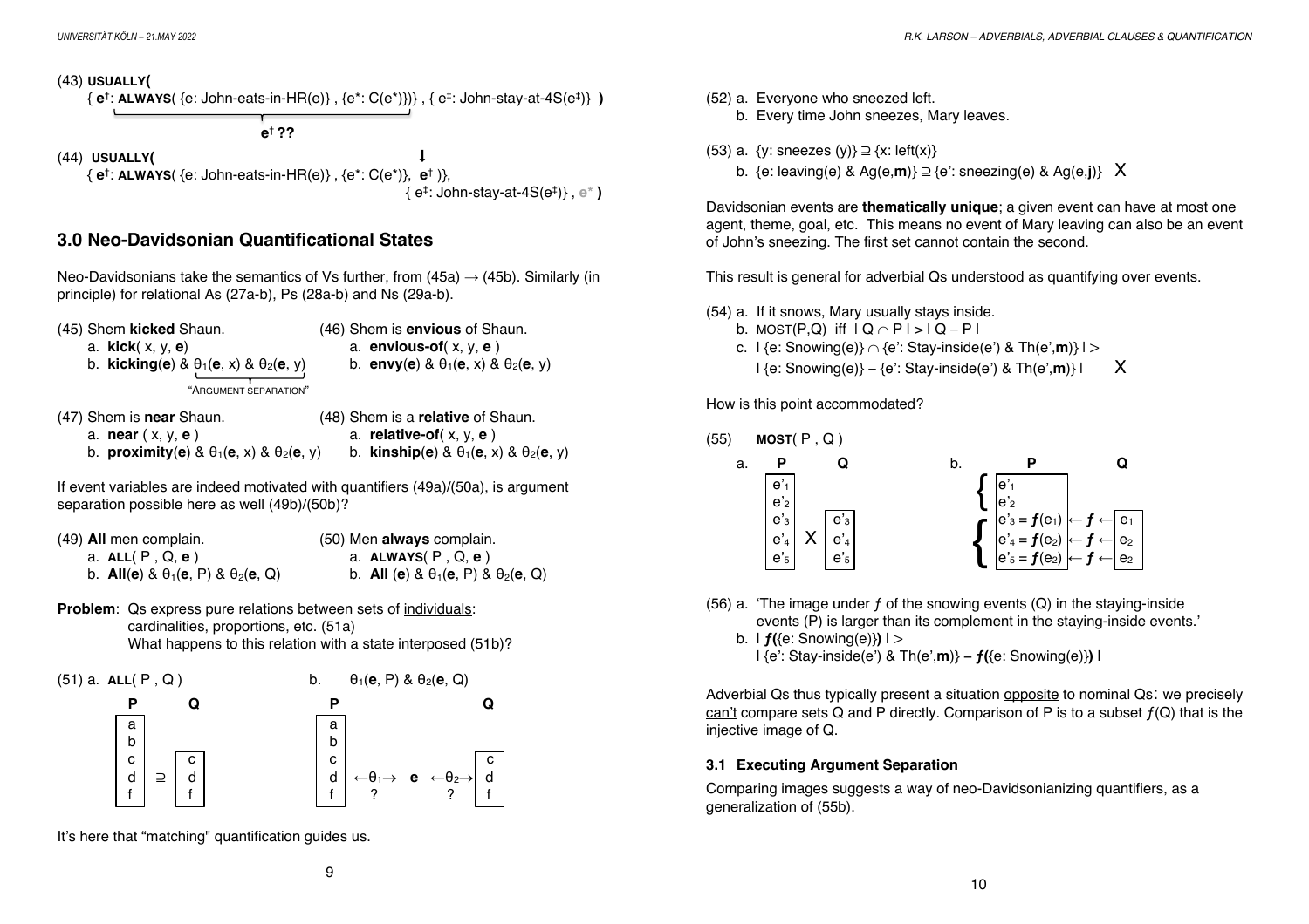(43) **USUALLY(**
{ $\mathbf{e}^{\dagger}$: **ALWAYS**( {e: John-eats-in-HR(e)} , {$e^*$: C($e^*$)}) } , { $e^{\ddagger}$: John-stay-at-4S($e^{\ddagger}$)} **)**

$\mathbf{e}^{\dagger}$ **??**

(44) **USUALLY(**
{ $\mathbf{e}^{\dagger}$: **ALWAYS**( {e: John-eats-in-HR(e)} , {$e^*$: C($e^*$)}, $\mathbf{e}^{\dagger}$ )},
{ $e^{\ddagger}$: John-stay-at-4S($e^{\ddagger}$)} , $e^*$ **)**

## 3.0 Neo-Davidsonian Quantificational States

Neo-Davidsonians take the semantics of Vs further, from (45a) → (45b). Similarly (in principle) for relational As (27a-b), Ps (28a-b) and Ns (29a-b).

(45) Shem **kicked** Shaun.
a. **kick**( x, y, **e**)
b. **kicking**(**e**) & $\theta_1$(**e**, x) & $\theta_2$(**e**, y)
"ARGUMENT SEPARATION"

(46) Shem is **envious** of Shaun.
a. **envious-of**( x, y, **e** )
b. **envy**(**e**) & $\theta_1$(**e**, x) & $\theta_2$(**e**, y)

(47) Shem is **near** Shaun.
a. **near** ( x, y, **e** )
b. **proximity**(**e**) & $\theta_1$(**e**, x) & $\theta_2$(**e**, y)

(48) Shem is a **relative** of Shaun.
a. **relative-of**( x, y, **e** )
b. **kinship**(**e**) & $\theta_1$(**e**, x) & $\theta_2$(**e**, y)

If event variables are indeed motivated with quantifiers (49a)/(50a), is argument separation possible here as well (49b)/(50b)?

(49) **All** men complain.
a. **ALL**( P , Q, **e** )
b. **All**(**e**) & $\theta_1$(**e**, P) & $\theta_2$(**e**, Q)

(50) Men **always** complain.
a. **ALWAYS**( P , Q, **e** )
b. **All** (**e**) & $\theta_1$(**e**, P) & $\theta_2$(**e**, Q)

**Problem**: Qs express pure relations between sets of individuals: cardinalities, proportions, etc. (51a)
What happens to this relation with a state interposed (51b)?

(51) a. **ALL**( P , Q )

| P | | Q |
|---|---|---|
| a | | |
| b | | |
| c | ⊇ | c |
| d | | d |
| f | | f |

b. $\theta_1$(**e**, P) & $\theta_2$(**e**, Q)

| P | | | | Q |
|---|---|---|---|---|
| a | | | | |
| b | | | | |
| c | | | | c |
| d | ←$\theta_1$→ | **e** | ←$\theta_2$→ | d |
| f | ? | | ? | f |

It's here that "matching" quantification guides us.

(52) a. Everyone who sneezed left.
b. Every time John sneezes, Mary leaves.

(53) a. {y: sneezes (y)} ⊇ {x: left(x)}
b. {e: leaving(e) & Ag(e,**m**)} ⊇ {e': sneezing(e) & Ag(e,**j**)} X

Davidsonian events are **thematically unique**; a given event can have at most one agent, theme, goal, etc. This means no event of Mary leaving can also be an event of John's sneezing. The first set cannot contain the second.

This result is general for adverbial Qs understood as quantifying over events.

(54) a. If it snows, Mary usually stays inside.
b. MOST(P,Q) iff $|Q \cap P| > |Q - P|$
c. | {e: Snowing(e)} ∩ {e': Stay-inside(e') & Th(e',**m**)} | >
| {e: Snowing(e)} – {e': Stay-inside(e') & Th(e',**m**)} | X

How is this point accommodated?

(55) **MOST**( P , Q )

a.

| P | | Q |
|---|---|---|
| $e'_1$ | | |
| $e'_2$ | | |
| $e'_3$ | | $e'_3$ |
| $e'_4$ | X | $e'_4$ |
| $e'_5$ | | $e'_5$ |

b.

| P | | Q |
|---|---|---|
| $e'_1$ | | |
| $e'_2$ | | |
| $e'_3 = f(e_1)$ | ← $f$ ← | $e_1$ |
| $e'_4 = f(e_2)$ | ← $f$ ← | $e_2$ |
| $e'_5 = f(e_2)$ | ← $f$ ← | $e_2$ |

(56) a. 'The image under $f$ of the snowing events (Q) in the staying-inside events (P) is larger than its complement in the staying-inside events.'
b. | $f$({e: Snowing(e)}) | >
| {e': Stay-inside(e') & Th(e',**m**)} – $f$({e: Snowing(e)}) |

Adverbial Qs thus typically present a situation opposite to nominal Qs**:** we precisely can't compare sets Q and P directly. Comparison of P is to a subset $f$(Q) that is the injective image of Q.

### 3.1 Executing Argument Separation

Comparing images suggests a way of neo-Davidsonianizing quantifiers, as a generalization of (55b).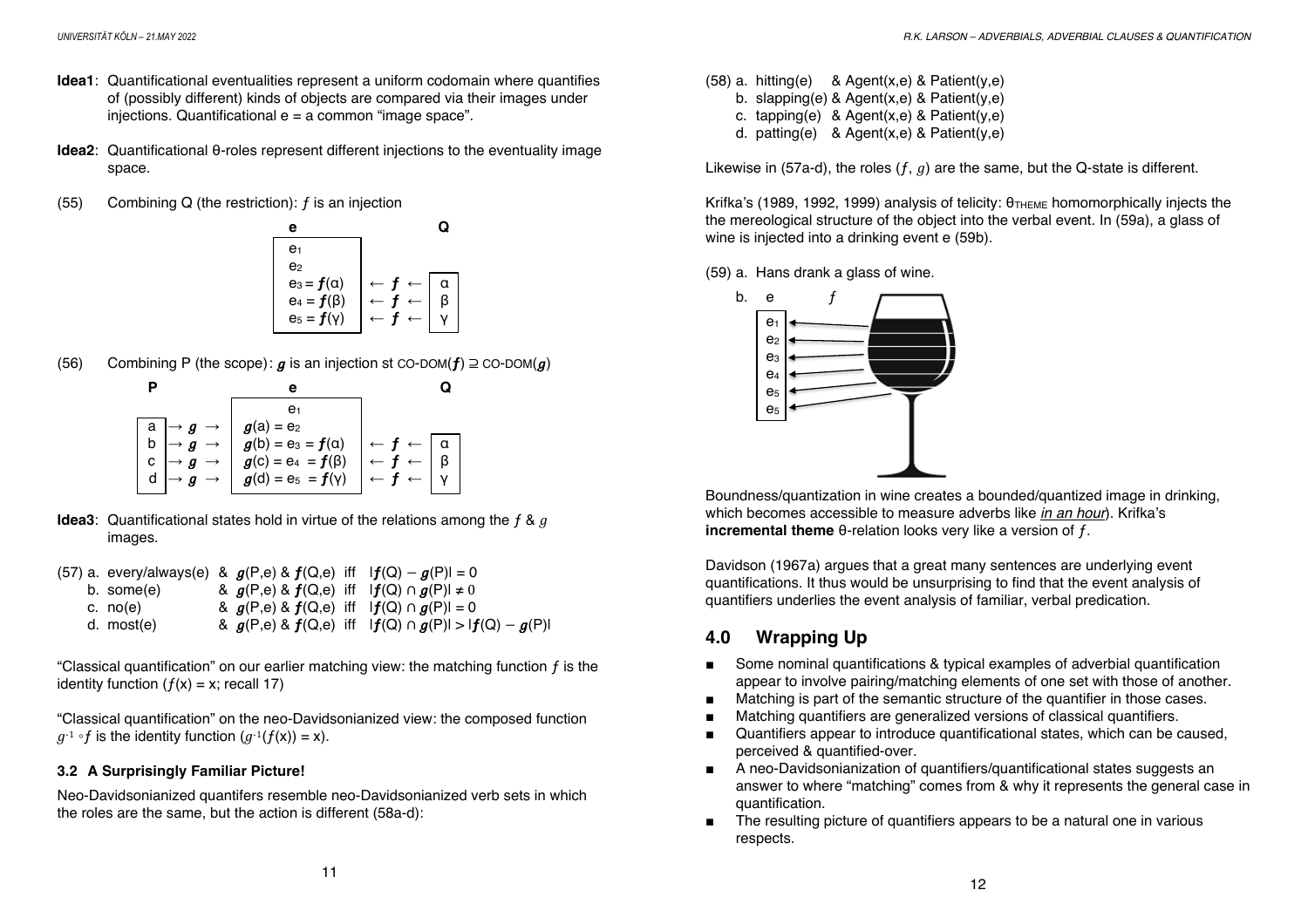**Idea1**: Quantificational eventualities represent a uniform codomain where quantifies of (possibly different) kinds of objects are compared via their images under injections. Quantificational e = a common "image space".

**Idea2**: Quantificational θ-roles represent different injections to the eventuality image space.

(55) Combining Q (the restriction): $f$ is an injection

| e | | Q |
|---|---|---|
| $e_1$ | | |
| $e_2$ | | |
| $e_3 = f(\alpha)$ | $\leftarrow f \leftarrow$ | α |
| $e_4 = f(\beta)$ | $\leftarrow f \leftarrow$ | β |
| $e_5 = f(\gamma)$ | $\leftarrow f \leftarrow$ | γ |

(56) Combining P (the scope): $g$ is an injection st CO-DOM($f$) ⊇ CO-DOM($g$)

| P | | e | | Q |
|---|---|---|---|---|
| | | $e_1$ | | |
| a | $\rightarrow g \rightarrow$ | $g(a) = e_2$ | | |
| b | $\rightarrow g \rightarrow$ | $g(b) = e_3 = f(\alpha)$ | $\leftarrow f \leftarrow$ | α |
| c | $\rightarrow g \rightarrow$ | $g(c) = e_4 = f(\beta)$ | $\leftarrow f \leftarrow$ | β |
| d | $\rightarrow g \rightarrow$ | $g(d) = e_5 = f(\gamma)$ | $\leftarrow f \leftarrow$ | γ |

**Idea3**: Quantificational states hold in virtue of the relations among the $f$ & $g$ images.

(57) a. every/always(e) & $g(P,e)$ & $f(Q,e)$ iff $|f(Q) - g(P)| = 0$
b. some(e) & $g(P,e)$ & $f(Q,e)$ iff $|f(Q) \cap g(P)| \neq 0$
c. no(e) & $g(P,e)$ & $f(Q,e)$ iff $|f(Q) \cap g(P)| = 0$
d. most(e) & $g(P,e)$ & $f(Q,e)$ iff $|f(Q) \cap g(P)| > |f(Q) - g(P)|$

"Classical quantification" on our earlier matching view: the matching function $f$ is the identity function ($f(x) = x$; recall 17)

"Classical quantification" on the neo-Davidsonianized view: the composed function $g^{-1} \circ f$ is the identity function ($g^{-1}(f(x)) = x$).

### 3.2 A Surprisingly Familiar Picture!

Neo-Davidsonianized quantifers resemble neo-Davidsonianized verb sets in which the roles are the same, but the action is different (58a-d):

(58) a. hitting(e) & Agent(x,e) & Patient(y,e)
b. slapping(e) & Agent(x,e) & Patient(y,e)
c. tapping(e) & Agent(x,e) & Patient(y,e)
d. patting(e) & Agent(x,e) & Patient(y,e)

Likewise in (57a-d), the roles ($f$, $g$) are the same, but the Q-state is different.

Krifka's (1989, 1992, 1999) analysis of telicity: $\theta_{THEME}$ homomorphically injects the the mereological structure of the object into the verbal event. In (59a), a glass of wine is injected into a drinking event e (59b).

(59) a. Hans drank a glass of wine.

b. e $f$

$e_1$
$e_2$
$e_3$
$e_4$
$e_5$
$e_5$

Boundness/quantization in wine creates a bounded/quantized image in drinking, which becomes accessible to measure adverbs like *in an hour*). Krifka's **incremental theme** θ-relation looks very like a version of $f$.

Davidson (1967a) argues that a great many sentences are underlying event quantifications. It thus would be unsurprising to find that the event analysis of quantifiers underlies the event analysis of familiar, verbal predication.

## 4.0 Wrapping Up

- Some nominal quantifications & typical examples of adverbial quantification appear to involve pairing/matching elements of one set with those of another.
- Matching is part of the semantic structure of the quantifier in those cases.
- Matching quantifiers are generalized versions of classical quantifiers.
- Quantifiers appear to introduce quantificational states, which can be caused, perceived & quantified-over.
- A neo-Davidsonianization of quantifiers/quantificational states suggests an answer to where "matching" comes from & why it represents the general case in quantification.
- The resulting picture of quantifiers appears to be a natural one in various respects.